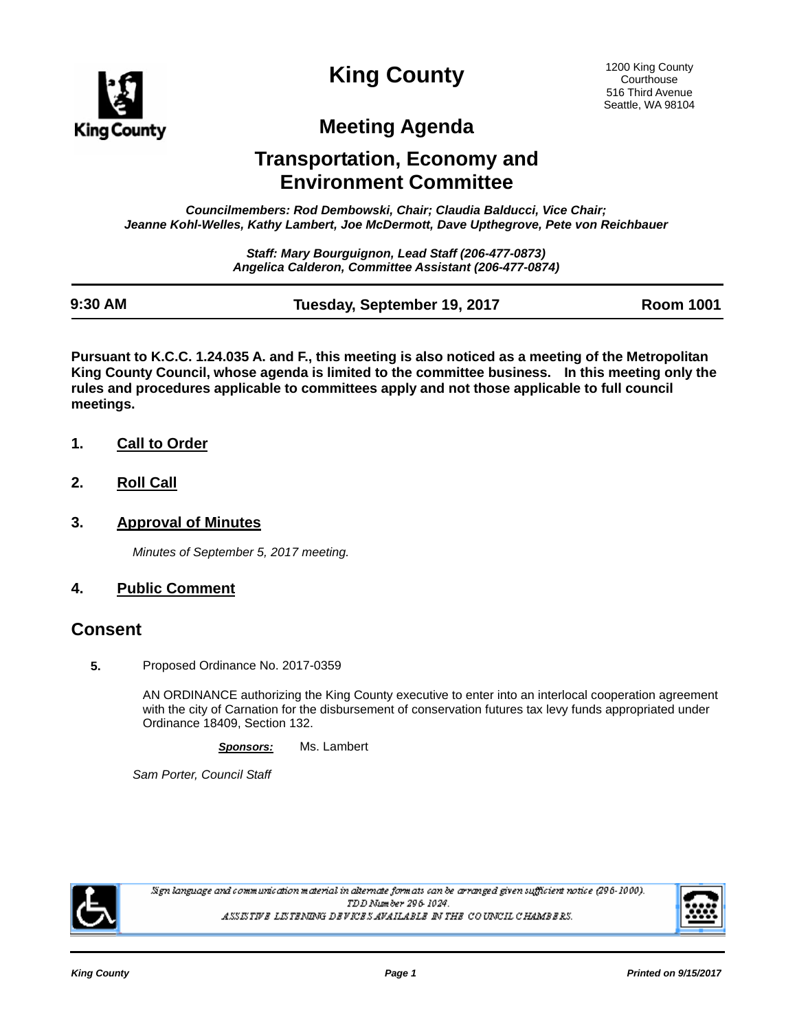# King County

1200 King County Courthouse
516 Third Avenue
Seattle, WA 98104

## Meeting Agenda

## Transportation, Economy and Environment Committee

*Councilmembers: Rod Dembowski, Chair; Claudia Balducci, Vice Chair; Jeanne Kohl-Welles, Kathy Lambert, Joe McDermott, Dave Upthegrove, Pete von Reichbauer*

*Staff: Mary Bourguignon, Lead Staff (206-477-0873)*
*Angelica Calderon, Committee Assistant (206-477-0874)*

| 9:30 AM | Tuesday, September 19, 2017 | Room 1001 |
|---|---|---|

**Pursuant to K.C.C. 1.24.035 A. and F., this meeting is also noticed as a meeting of the Metropolitan King County Council, whose agenda is limited to the committee business. In this meeting only the rules and procedures applicable to committees apply and not those applicable to full council meetings.**

**1. Call to Order**

**2. Roll Call**

**3. Approval of Minutes**

*Minutes of September 5, 2017 meeting.*

**4. Public Comment**

## Consent

**5.** Proposed Ordinance No. 2017-0359

AN ORDINANCE authorizing the King County executive to enter into an interlocal cooperation agreement with the city of Carnation for the disbursement of conservation futures tax levy funds appropriated under Ordinance 18409, Section 132.

***Sponsors:*** Ms. Lambert

*Sam Porter, Council Staff*

*Sign language and communication material in alternate formats can be arranged given sufficient notice (296-1000).*
*TDD Number 296-1024.*
*ASSISTIVE LISTENING DEVICES AVAILABLE IN THE COUNCIL CHAMBERS.*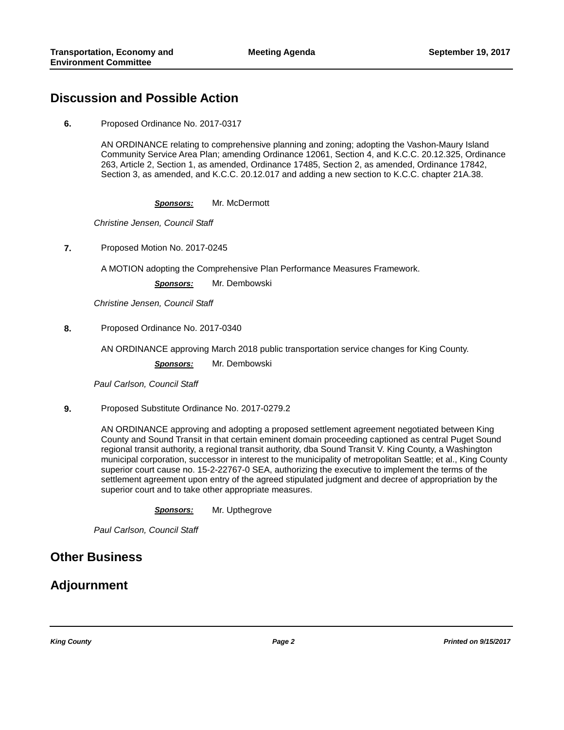## Discussion and Possible Action

**6.** Proposed Ordinance No. 2017-0317

AN ORDINANCE relating to comprehensive planning and zoning; adopting the Vashon-Maury Island Community Service Area Plan; amending Ordinance 12061, Section 4, and K.C.C. 20.12.325, Ordinance 263, Article 2, Section 1, as amended, Ordinance 17485, Section 2, as amended, Ordinance 17842, Section 3, as amended, and K.C.C. 20.12.017 and adding a new section to K.C.C. chapter 21A.38.

***Sponsors:*** Mr. McDermott

*Christine Jensen, Council Staff*

**7.** Proposed Motion No. 2017-0245

A MOTION adopting the Comprehensive Plan Performance Measures Framework.

***Sponsors:*** Mr. Dembowski

*Christine Jensen, Council Staff*

**8.** Proposed Ordinance No. 2017-0340

AN ORDINANCE approving March 2018 public transportation service changes for King County.

***Sponsors:*** Mr. Dembowski

*Paul Carlson, Council Staff*

**9.** Proposed Substitute Ordinance No. 2017-0279.2

AN ORDINANCE approving and adopting a proposed settlement agreement negotiated between King County and Sound Transit in that certain eminent domain proceeding captioned as central Puget Sound regional transit authority, a regional transit authority, dba Sound Transit V. King County, a Washington municipal corporation, successor in interest to the municipality of metropolitan Seattle; et al., King County superior court cause no. 15-2-22767-0 SEA, authorizing the executive to implement the terms of the settlement agreement upon entry of the agreed stipulated judgment and decree of appropriation by the superior court and to take other appropriate measures.

***Sponsors:*** Mr. Upthegrove

*Paul Carlson, Council Staff*

## Other Business

## Adjournment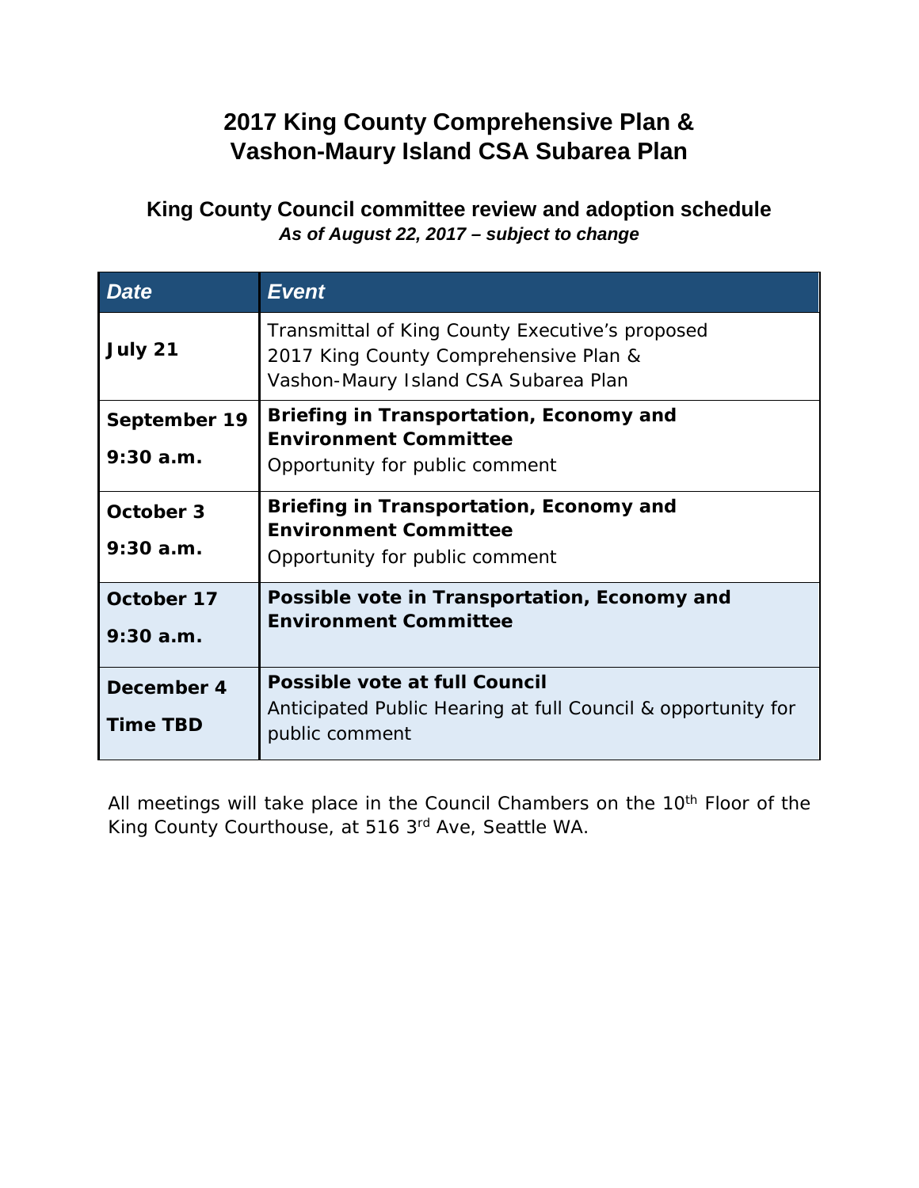# 2017 King County Comprehensive Plan & Vashon-Maury Island CSA Subarea Plan

## King County Council committee review and adoption schedule

***As of August 22, 2017 – subject to change***

| *Date* | *Event* |
|---|---|
| **July 21** | Transmittal of King County Executive's proposed 2017 King County Comprehensive Plan & Vashon-Maury Island CSA Subarea Plan |
| **September 19** <br> **9:30 a.m.** | **Briefing in Transportation, Economy and Environment Committee** <br> Opportunity for public comment |
| **October 3** <br> **9:30 a.m.** | **Briefing in Transportation, Economy and Environment Committee** <br> Opportunity for public comment |
| **October 17** <br> **9:30 a.m.** | **Possible vote in Transportation, Economy and Environment Committee** |
| **December 4** <br> **Time TBD** | **Possible vote at full Council** <br> Anticipated Public Hearing at full Council & opportunity for public comment |

All meetings will take place in the Council Chambers on the 10th Floor of the King County Courthouse, at 516 3rd Ave, Seattle WA.